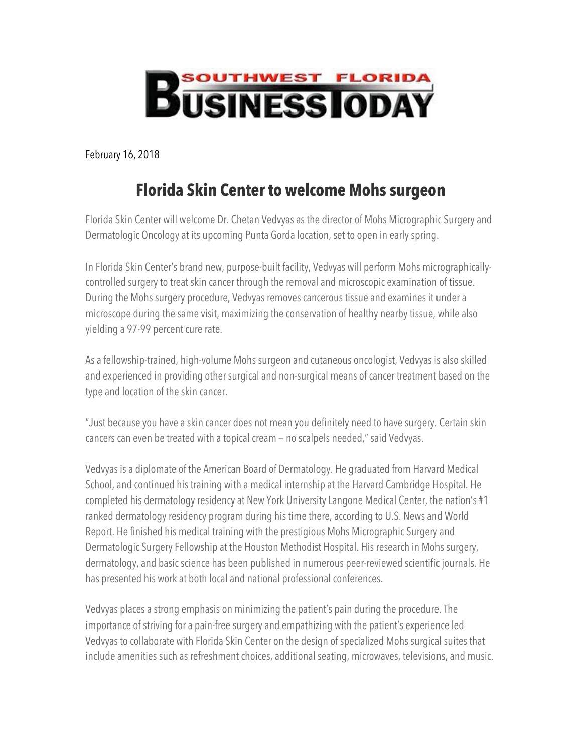# SOUTHWEST FLORIDA BUSINESS TODAY

February 16, 2018

## Florida Skin Center to welcome Mohs surgeon

Florida Skin Center will welcome Dr. Chetan Vedvyas as the director of Mohs Micrographic Surgery and Dermatologic Oncology at its upcoming Punta Gorda location, set to open in early spring.

In Florida Skin Center's brand new, purpose-built facility, Vedvyas will perform Mohs micrographically-controlled surgery to treat skin cancer through the removal and microscopic examination of tissue. During the Mohs surgery procedure, Vedvyas removes cancerous tissue and examines it under a microscope during the same visit, maximizing the conservation of healthy nearby tissue, while also yielding a 97-99 percent cure rate.

As a fellowship-trained, high-volume Mohs surgeon and cutaneous oncologist, Vedvyas is also skilled and experienced in providing other surgical and non-surgical means of cancer treatment based on the type and location of the skin cancer.

"Just because you have a skin cancer does not mean you definitely need to have surgery. Certain skin cancers can even be treated with a topical cream – no scalpels needed," said Vedvyas.

Vedvyas is a diplomate of the American Board of Dermatology. He graduated from Harvard Medical School, and continued his training with a medical internship at the Harvard Cambridge Hospital. He completed his dermatology residency at New York University Langone Medical Center, the nation's #1 ranked dermatology residency program during his time there, according to U.S. News and World Report. He finished his medical training with the prestigious Mohs Micrographic Surgery and Dermatologic Surgery Fellowship at the Houston Methodist Hospital. His research in Mohs surgery, dermatology, and basic science has been published in numerous peer-reviewed scientific journals. He has presented his work at both local and national professional conferences.

Vedvyas places a strong emphasis on minimizing the patient's pain during the procedure. The importance of striving for a pain-free surgery and empathizing with the patient's experience led Vedvyas to collaborate with Florida Skin Center on the design of specialized Mohs surgical suites that include amenities such as refreshment choices, additional seating, microwaves, televisions, and music.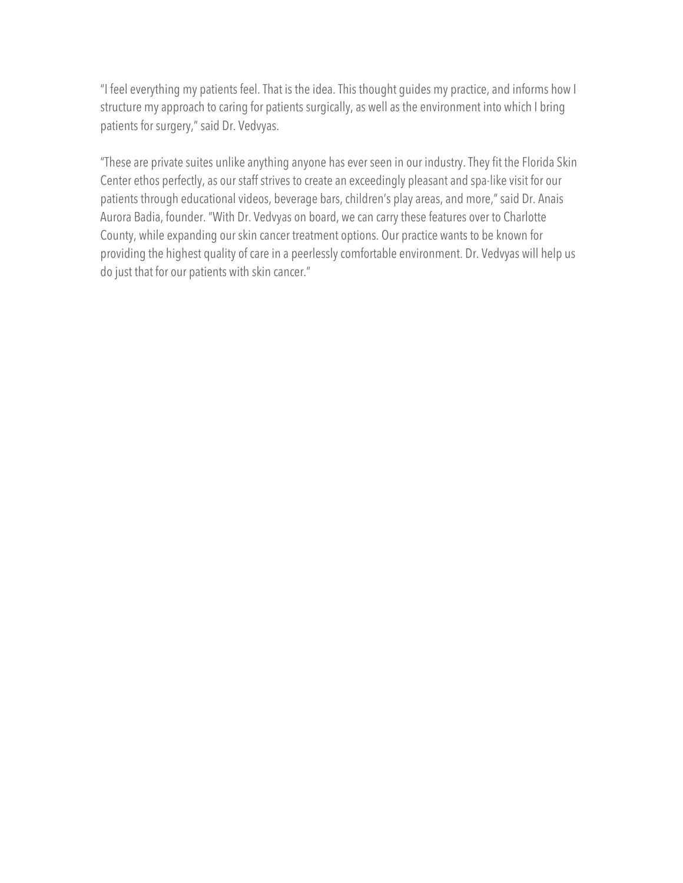"I feel everything my patients feel. That is the idea. This thought guides my practice, and informs how I structure my approach to caring for patients surgically, as well as the environment into which I bring patients for surgery," said Dr. Vedvyas.

"These are private suites unlike anything anyone has ever seen in our industry. They fit the Florida Skin Center ethos perfectly, as our staff strives to create an exceedingly pleasant and spa-like visit for our patients through educational videos, beverage bars, children's play areas, and more," said Dr. Anais Aurora Badia, founder. "With Dr. Vedvyas on board, we can carry these features over to Charlotte County, while expanding our skin cancer treatment options. Our practice wants to be known for providing the highest quality of care in a peerlessly comfortable environment. Dr. Vedvyas will help us do just that for our patients with skin cancer."